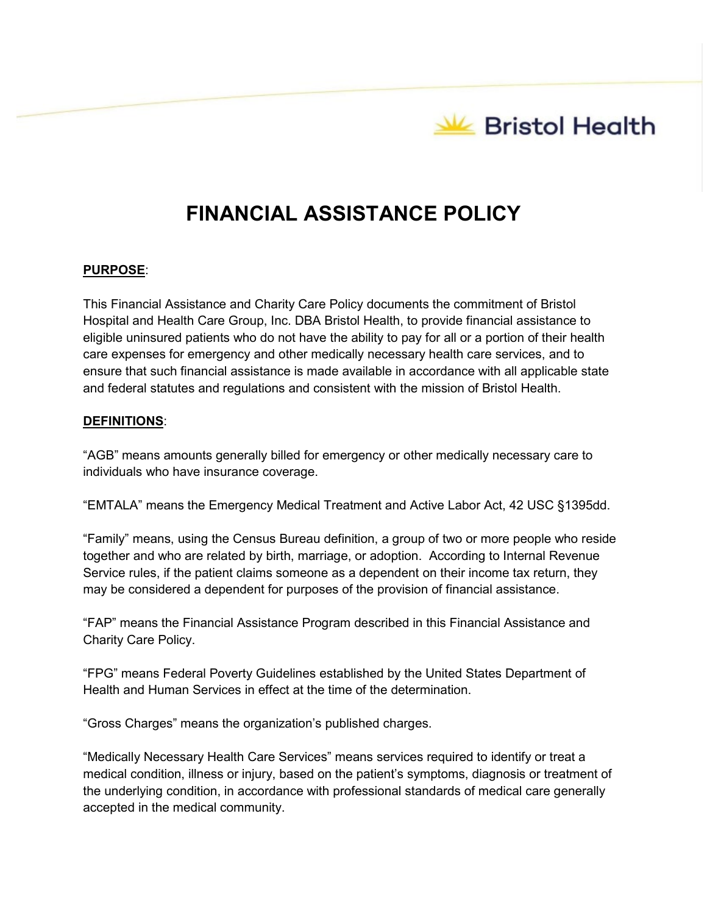# FINANCIAL ASSISTANCE POLICY

**PURPOSE**:

This Financial Assistance and Charity Care Policy documents the commitment of Bristol Hospital and Health Care Group, Inc. DBA Bristol Health, to provide financial assistance to eligible uninsured patients who do not have the ability to pay for all or a portion of their health care expenses for emergency and other medically necessary health care services, and to ensure that such financial assistance is made available in accordance with all applicable state and federal statutes and regulations and consistent with the mission of Bristol Health.

**DEFINITIONS**:

"AGB" means amounts generally billed for emergency or other medically necessary care to individuals who have insurance coverage.

"EMTALA" means the Emergency Medical Treatment and Active Labor Act, 42 USC §1395dd.

"Family" means, using the Census Bureau definition, a group of two or more people who reside together and who are related by birth, marriage, or adoption. According to Internal Revenue Service rules, if the patient claims someone as a dependent on their income tax return, they may be considered a dependent for purposes of the provision of financial assistance.

"FAP" means the Financial Assistance Program described in this Financial Assistance and Charity Care Policy.

"FPG" means Federal Poverty Guidelines established by the United States Department of Health and Human Services in effect at the time of the determination.

"Gross Charges" means the organization's published charges.

"Medically Necessary Health Care Services" means services required to identify or treat a medical condition, illness or injury, based on the patient's symptoms, diagnosis or treatment of the underlying condition, in accordance with professional standards of medical care generally accepted in the medical community.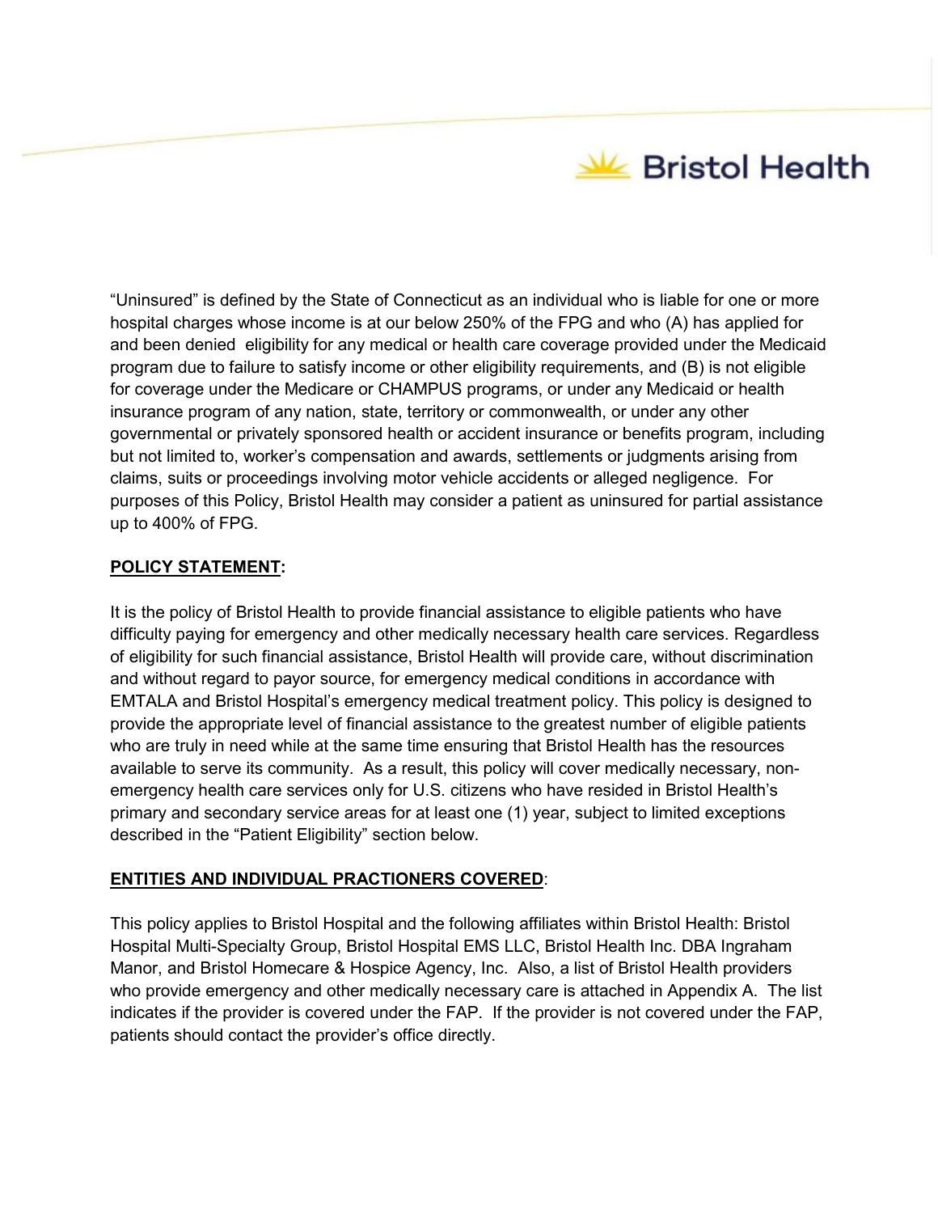"Uninsured" is defined by the State of Connecticut as an individual who is liable for one or more hospital charges whose income is at our below 250% of the FPG and who (A) has applied for and been denied eligibility for any medical or health care coverage provided under the Medicaid program due to failure to satisfy income or other eligibility requirements, and (B) is not eligible for coverage under the Medicare or CHAMPUS programs, or under any Medicaid or health insurance program of any nation, state, territory or commonwealth, or under any other governmental or privately sponsored health or accident insurance or benefits program, including but not limited to, worker's compensation and awards, settlements or judgments arising from claims, suits or proceedings involving motor vehicle accidents or alleged negligence. For purposes of this Policy, Bristol Health may consider a patient as uninsured for partial assistance up to 400% of FPG.

**POLICY STATEMENT:**

It is the policy of Bristol Health to provide financial assistance to eligible patients who have difficulty paying for emergency and other medically necessary health care services. Regardless of eligibility for such financial assistance, Bristol Health will provide care, without discrimination and without regard to payor source, for emergency medical conditions in accordance with EMTALA and Bristol Hospital's emergency medical treatment policy. This policy is designed to provide the appropriate level of financial assistance to the greatest number of eligible patients who are truly in need while at the same time ensuring that Bristol Health has the resources available to serve its community. As a result, this policy will cover medically necessary, non-emergency health care services only for U.S. citizens who have resided in Bristol Health's primary and secondary service areas for at least one (1) year, subject to limited exceptions described in the "Patient Eligibility" section below.

**ENTITIES AND INDIVIDUAL PRACTIONERS COVERED:**

This policy applies to Bristol Hospital and the following affiliates within Bristol Health: Bristol Hospital Multi-Specialty Group, Bristol Hospital EMS LLC, Bristol Health Inc. DBA Ingraham Manor, and Bristol Homecare & Hospice Agency, Inc. Also, a list of Bristol Health providers who provide emergency and other medically necessary care is attached in Appendix A. The list indicates if the provider is covered under the FAP. If the provider is not covered under the FAP, patients should contact the provider's office directly.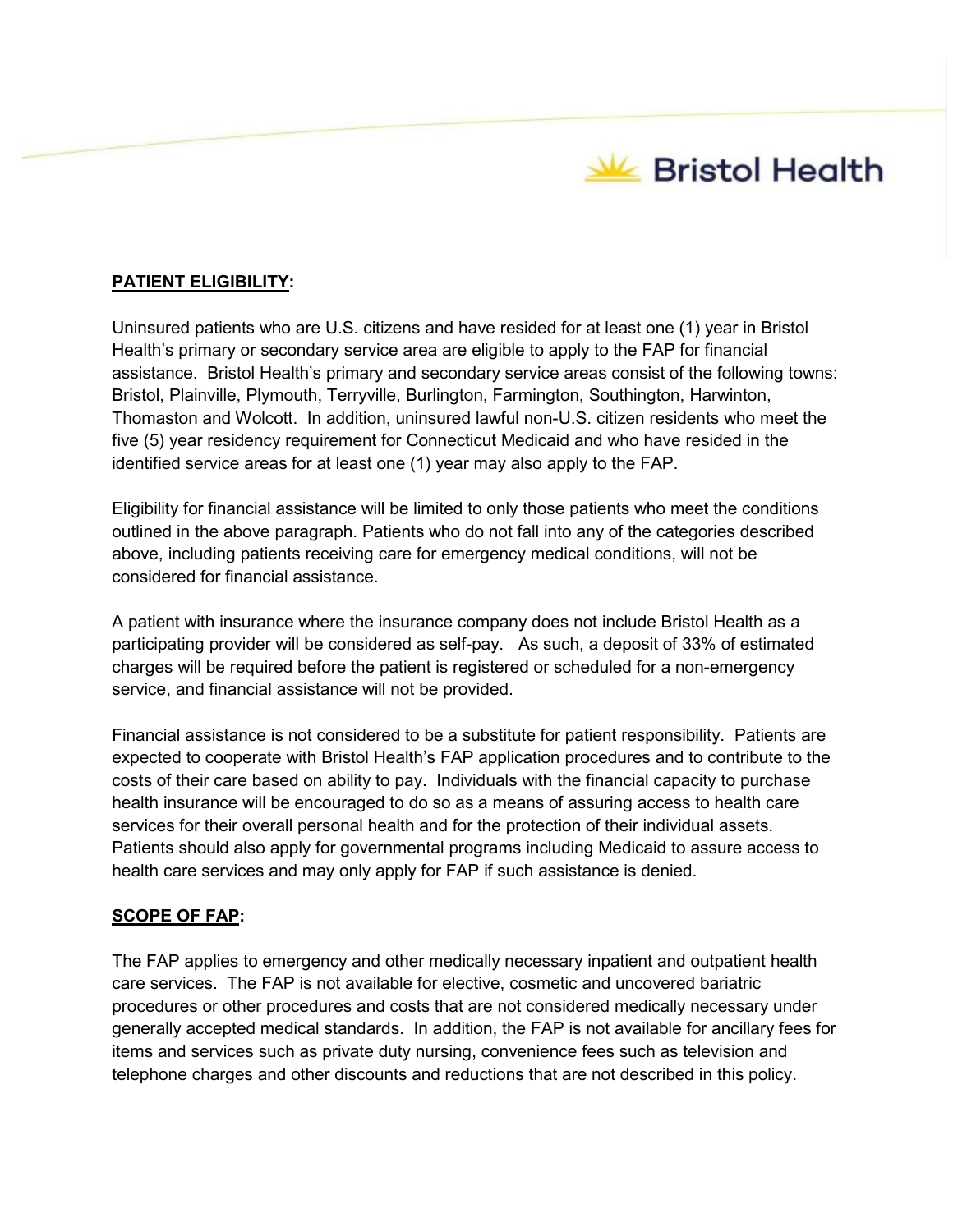## PATIENT ELIGIBILITY:

Uninsured patients who are U.S. citizens and have resided for at least one (1) year in Bristol Health's primary or secondary service area are eligible to apply to the FAP for financial assistance. Bristol Health's primary and secondary service areas consist of the following towns: Bristol, Plainville, Plymouth, Terryville, Burlington, Farmington, Southington, Harwinton, Thomaston and Wolcott. In addition, uninsured lawful non-U.S. citizen residents who meet the five (5) year residency requirement for Connecticut Medicaid and who have resided in the identified service areas for at least one (1) year may also apply to the FAP.

Eligibility for financial assistance will be limited to only those patients who meet the conditions outlined in the above paragraph. Patients who do not fall into any of the categories described above, including patients receiving care for emergency medical conditions, will not be considered for financial assistance.

A patient with insurance where the insurance company does not include Bristol Health as a participating provider will be considered as self-pay. As such, a deposit of 33% of estimated charges will be required before the patient is registered or scheduled for a non-emergency service, and financial assistance will not be provided.

Financial assistance is not considered to be a substitute for patient responsibility. Patients are expected to cooperate with Bristol Health's FAP application procedures and to contribute to the costs of their care based on ability to pay. Individuals with the financial capacity to purchase health insurance will be encouraged to do so as a means of assuring access to health care services for their overall personal health and for the protection of their individual assets. Patients should also apply for governmental programs including Medicaid to assure access to health care services and may only apply for FAP if such assistance is denied.

## SCOPE OF FAP:

The FAP applies to emergency and other medically necessary inpatient and outpatient health care services. The FAP is not available for elective, cosmetic and uncovered bariatric procedures or other procedures and costs that are not considered medically necessary under generally accepted medical standards. In addition, the FAP is not available for ancillary fees for items and services such as private duty nursing, convenience fees such as television and telephone charges and other discounts and reductions that are not described in this policy.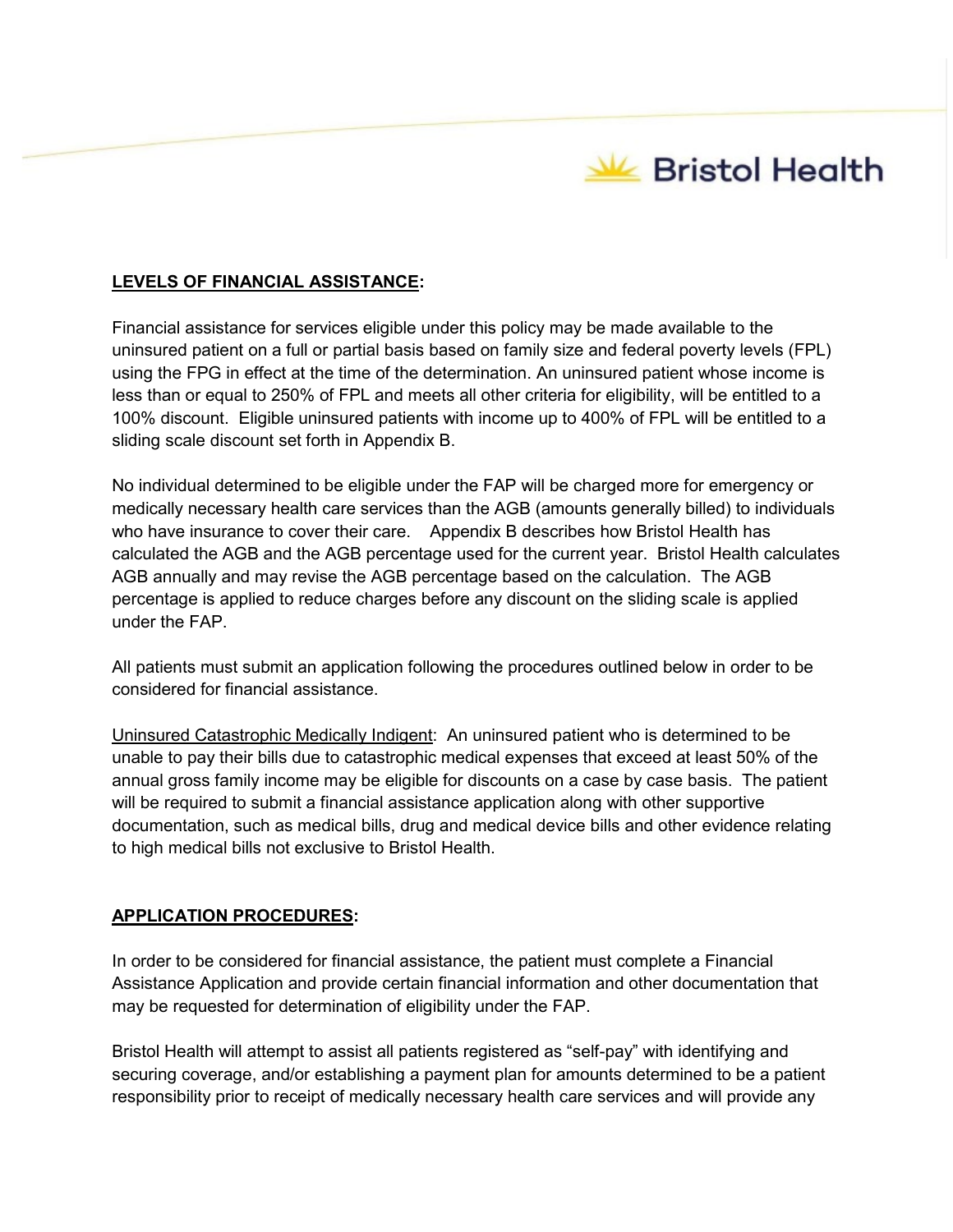**<u>LEVELS OF FINANCIAL ASSISTANCE</u>:**

Financial assistance for services eligible under this policy may be made available to the uninsured patient on a full or partial basis based on family size and federal poverty levels (FPL) using the FPG in effect at the time of the determination. An uninsured patient whose income is less than or equal to 250% of FPL and meets all other criteria for eligibility, will be entitled to a 100% discount. Eligible uninsured patients with income up to 400% of FPL will be entitled to a sliding scale discount set forth in Appendix B.

No individual determined to be eligible under the FAP will be charged more for emergency or medically necessary health care services than the AGB (amounts generally billed) to individuals who have insurance to cover their care. Appendix B describes how Bristol Health has calculated the AGB and the AGB percentage used for the current year. Bristol Health calculates AGB annually and may revise the AGB percentage based on the calculation. The AGB percentage is applied to reduce charges before any discount on the sliding scale is applied under the FAP.

All patients must submit an application following the procedures outlined below in order to be considered for financial assistance.

<u>Uninsured Catastrophic Medically Indigent</u>: An uninsured patient who is determined to be unable to pay their bills due to catastrophic medical expenses that exceed at least 50% of the annual gross family income may be eligible for discounts on a case by case basis. The patient will be required to submit a financial assistance application along with other supportive documentation, such as medical bills, drug and medical device bills and other evidence relating to high medical bills not exclusive to Bristol Health.

**<u>APPLICATION PROCEDURES</u>:**

In order to be considered for financial assistance, the patient must complete a Financial Assistance Application and provide certain financial information and other documentation that may be requested for determination of eligibility under the FAP.

Bristol Health will attempt to assist all patients registered as "self-pay" with identifying and securing coverage, and/or establishing a payment plan for amounts determined to be a patient responsibility prior to receipt of medically necessary health care services and will provide any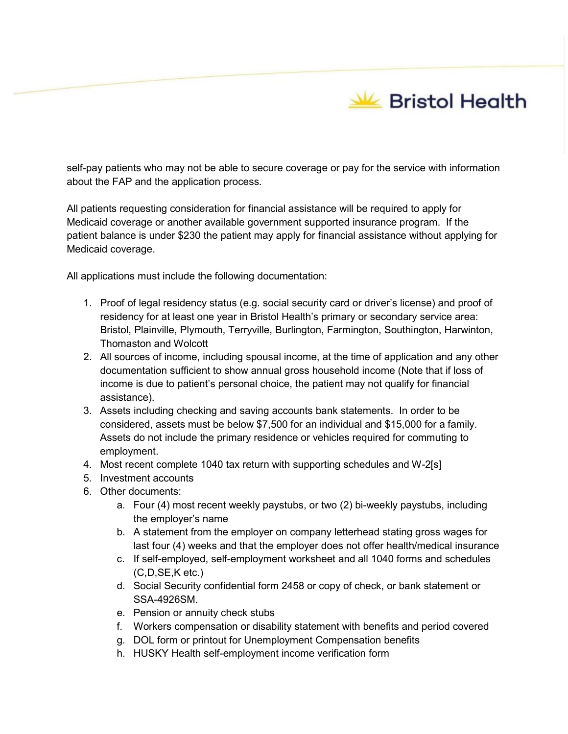self-pay patients who may not be able to secure coverage or pay for the service with information about the FAP and the application process.

All patients requesting consideration for financial assistance will be required to apply for Medicaid coverage or another available government supported insurance program. If the patient balance is under $230 the patient may apply for financial assistance without applying for Medicaid coverage.

All applications must include the following documentation:

1. Proof of legal residency status (e.g. social security card or driver's license) and proof of residency for at least one year in Bristol Health's primary or secondary service area: Bristol, Plainville, Plymouth, Terryville, Burlington, Farmington, Southington, Harwinton, Thomaston and Wolcott
2. All sources of income, including spousal income, at the time of application and any other documentation sufficient to show annual gross household income (Note that if loss of income is due to patient's personal choice, the patient may not qualify for financial assistance).
3. Assets including checking and saving accounts bank statements. In order to be considered, assets must be below $7,500 for an individual and $15,000 for a family. Assets do not include the primary residence or vehicles required for commuting to employment.
4. Most recent complete 1040 tax return with supporting schedules and W-2[s]
5. Investment accounts
6. Other documents:
    a. Four (4) most recent weekly paystubs, or two (2) bi-weekly paystubs, including the employer's name
    b. A statement from the employer on company letterhead stating gross wages for last four (4) weeks and that the employer does not offer health/medical insurance
    c. If self-employed, self-employment worksheet and all 1040 forms and schedules (C,D,SE,K etc.)
    d. Social Security confidential form 2458 or copy of check, or bank statement or SSA-4926SM.
    e. Pension or annuity check stubs
    f. Workers compensation or disability statement with benefits and period covered
    g. DOL form or printout for Unemployment Compensation benefits
    h. HUSKY Health self-employment income verification form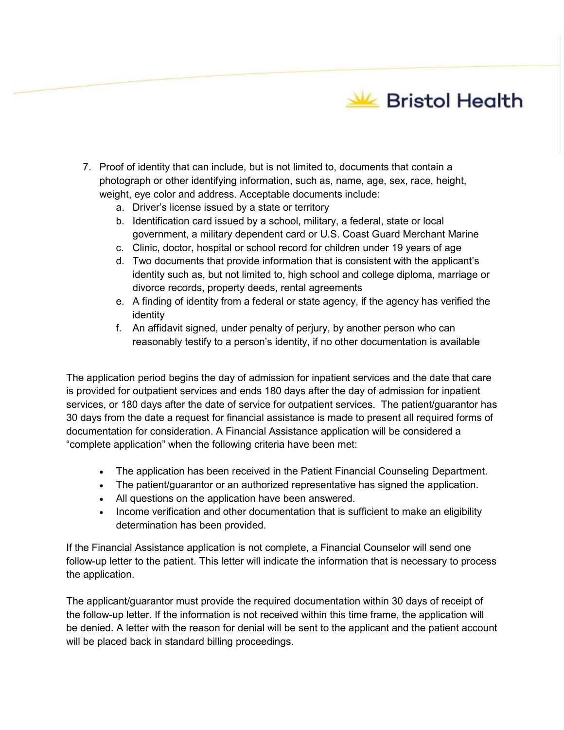7. Proof of identity that can include, but is not limited to, documents that contain a photograph or other identifying information, such as, name, age, sex, race, height, weight, eye color and address. Acceptable documents include:
    a. Driver's license issued by a state or territory
    b. Identification card issued by a school, military, a federal, state or local government, a military dependent card or U.S. Coast Guard Merchant Marine
    c. Clinic, doctor, hospital or school record for children under 19 years of age
    d. Two documents that provide information that is consistent with the applicant's identity such as, but not limited to, high school and college diploma, marriage or divorce records, property deeds, rental agreements
    e. A finding of identity from a federal or state agency, if the agency has verified the identity
    f. An affidavit signed, under penalty of perjury, by another person who can reasonably testify to a person's identity, if no other documentation is available

The application period begins the day of admission for inpatient services and the date that care is provided for outpatient services and ends 180 days after the day of admission for inpatient services, or 180 days after the date of service for outpatient services. The patient/guarantor has 30 days from the date a request for financial assistance is made to present all required forms of documentation for consideration. A Financial Assistance application will be considered a "complete application" when the following criteria have been met:

- The application has been received in the Patient Financial Counseling Department.
- The patient/guarantor or an authorized representative has signed the application.
- All questions on the application have been answered.
- Income verification and other documentation that is sufficient to make an eligibility determination has been provided.

If the Financial Assistance application is not complete, a Financial Counselor will send one follow-up letter to the patient. This letter will indicate the information that is necessary to process the application.

The applicant/guarantor must provide the required documentation within 30 days of receipt of the follow-up letter. If the information is not received within this time frame, the application will be denied. A letter with the reason for denial will be sent to the applicant and the patient account will be placed back in standard billing proceedings.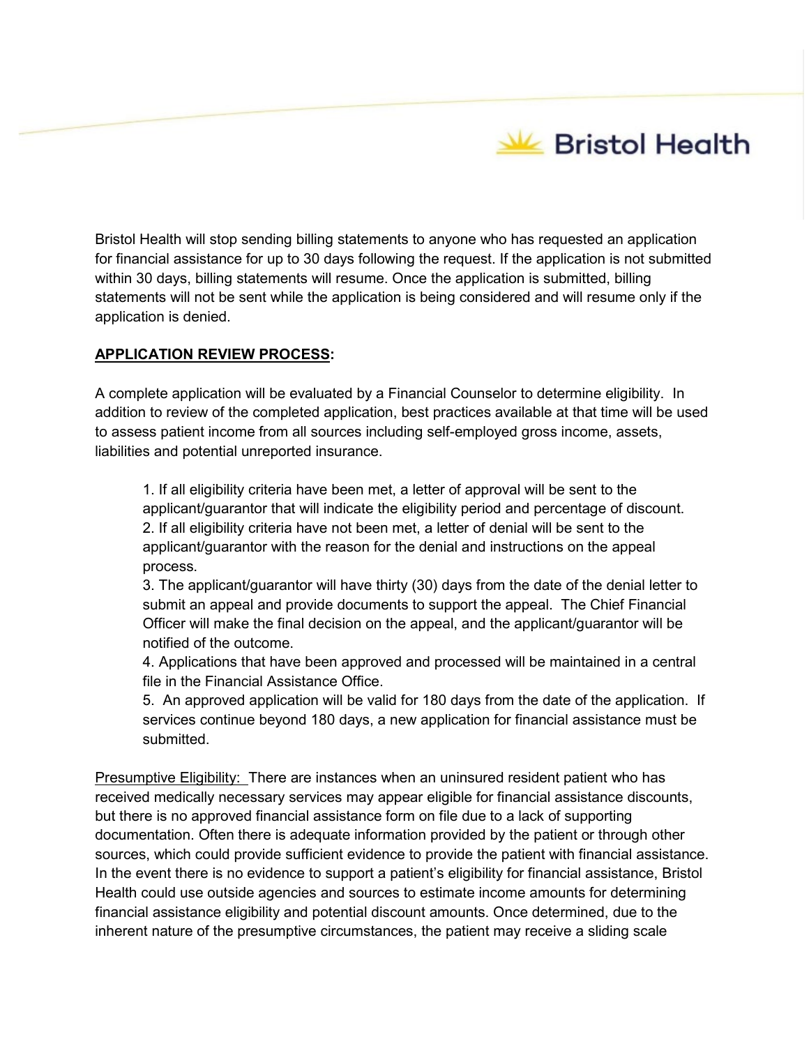Bristol Health will stop sending billing statements to anyone who has requested an application for financial assistance for up to 30 days following the request. If the application is not submitted within 30 days, billing statements will resume. Once the application is submitted, billing statements will not be sent while the application is being considered and will resume only if the application is denied.

**APPLICATION REVIEW PROCESS:**

A complete application will be evaluated by a Financial Counselor to determine eligibility. In addition to review of the completed application, best practices available at that time will be used to assess patient income from all sources including self-employed gross income, assets, liabilities and potential unreported insurance.

1. If all eligibility criteria have been met, a letter of approval will be sent to the applicant/guarantor that will indicate the eligibility period and percentage of discount.
2. If all eligibility criteria have not been met, a letter of denial will be sent to the applicant/guarantor with the reason for the denial and instructions on the appeal process.
3. The applicant/guarantor will have thirty (30) days from the date of the denial letter to submit an appeal and provide documents to support the appeal. The Chief Financial Officer will make the final decision on the appeal, and the applicant/guarantor will be notified of the outcome.
4. Applications that have been approved and processed will be maintained in a central file in the Financial Assistance Office.
5. An approved application will be valid for 180 days from the date of the application. If services continue beyond 180 days, a new application for financial assistance must be submitted.

Presumptive Eligibility: There are instances when an uninsured resident patient who has received medically necessary services may appear eligible for financial assistance discounts, but there is no approved financial assistance form on file due to a lack of supporting documentation. Often there is adequate information provided by the patient or through other sources, which could provide sufficient evidence to provide the patient with financial assistance. In the event there is no evidence to support a patient's eligibility for financial assistance, Bristol Health could use outside agencies and sources to estimate income amounts for determining financial assistance eligibility and potential discount amounts. Once determined, due to the inherent nature of the presumptive circumstances, the patient may receive a sliding scale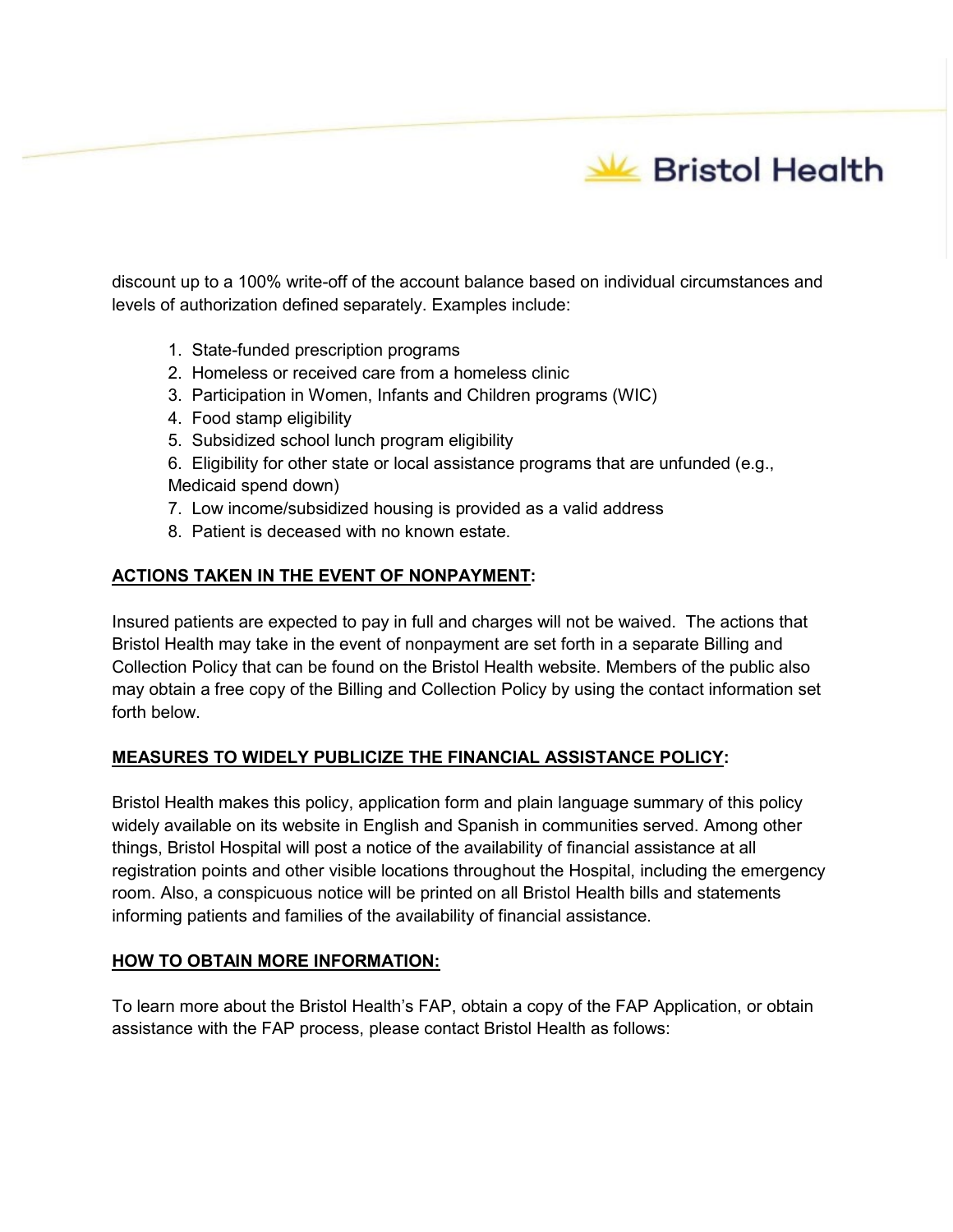discount up to a 100% write-off of the account balance based on individual circumstances and levels of authorization defined separately. Examples include:

1. State-funded prescription programs
2. Homeless or received care from a homeless clinic
3. Participation in Women, Infants and Children programs (WIC)
4. Food stamp eligibility
5. Subsidized school lunch program eligibility
6. Eligibility for other state or local assistance programs that are unfunded (e.g., Medicaid spend down)
7. Low income/subsidized housing is provided as a valid address
8. Patient is deceased with no known estate.

**ACTIONS TAKEN IN THE EVENT OF NONPAYMENT:**

Insured patients are expected to pay in full and charges will not be waived. The actions that Bristol Health may take in the event of nonpayment are set forth in a separate Billing and Collection Policy that can be found on the Bristol Health website. Members of the public also may obtain a free copy of the Billing and Collection Policy by using the contact information set forth below.

**MEASURES TO WIDELY PUBLICIZE THE FINANCIAL ASSISTANCE POLICY:**

Bristol Health makes this policy, application form and plain language summary of this policy widely available on its website in English and Spanish in communities served. Among other things, Bristol Hospital will post a notice of the availability of financial assistance at all registration points and other visible locations throughout the Hospital, including the emergency room. Also, a conspicuous notice will be printed on all Bristol Health bills and statements informing patients and families of the availability of financial assistance.

**HOW TO OBTAIN MORE INFORMATION:**

To learn more about the Bristol Health's FAP, obtain a copy of the FAP Application, or obtain assistance with the FAP process, please contact Bristol Health as follows: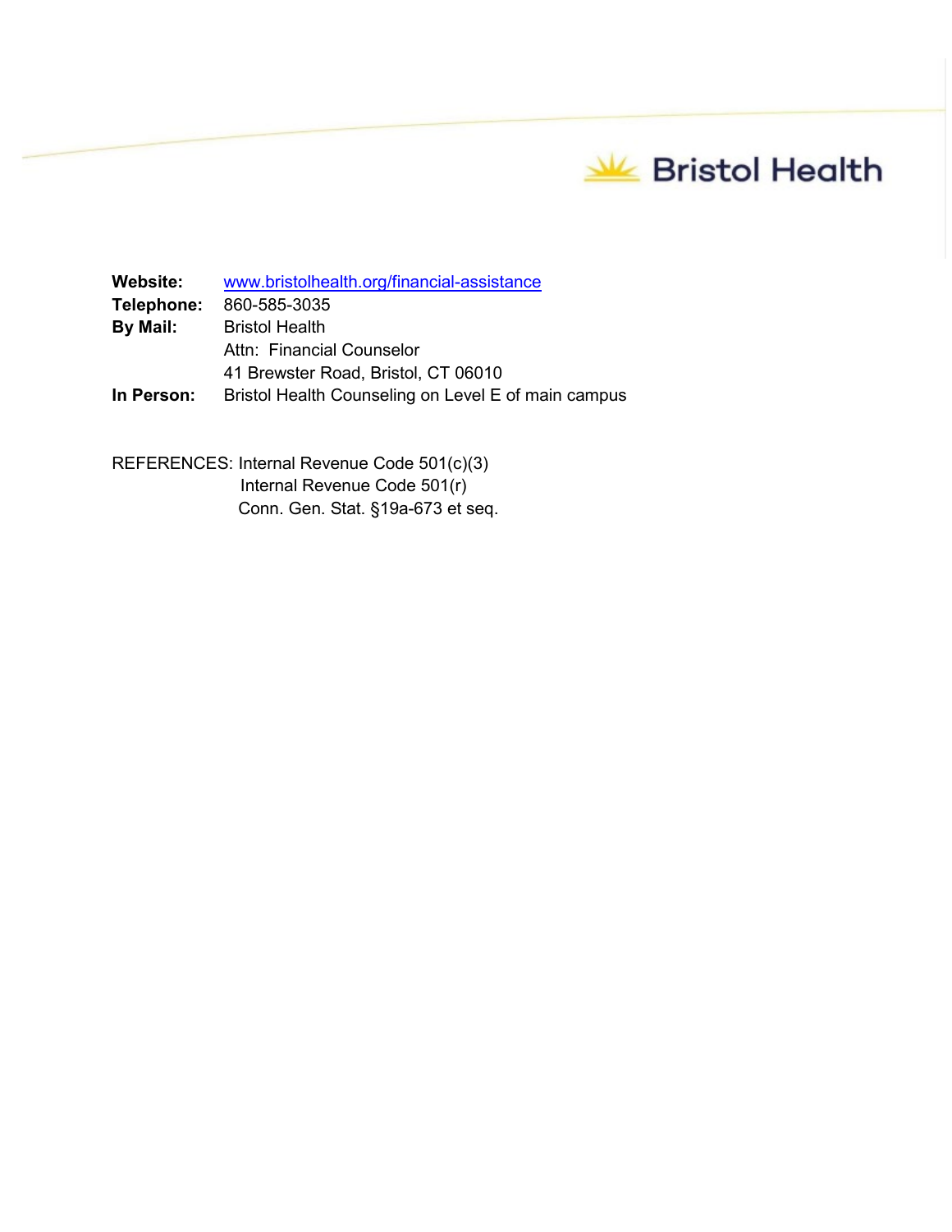**Website:** www.bristolhealth.org/financial-assistance
**Telephone:** 860-585-3035
**By Mail:** Bristol Health
Attn: Financial Counselor
41 Brewster Road, Bristol, CT 06010
**In Person:** Bristol Health Counseling on Level E of main campus

REFERENCES: Internal Revenue Code 501(c)(3)
Internal Revenue Code 501(r)
Conn. Gen. Stat. §19a-673 et seq.